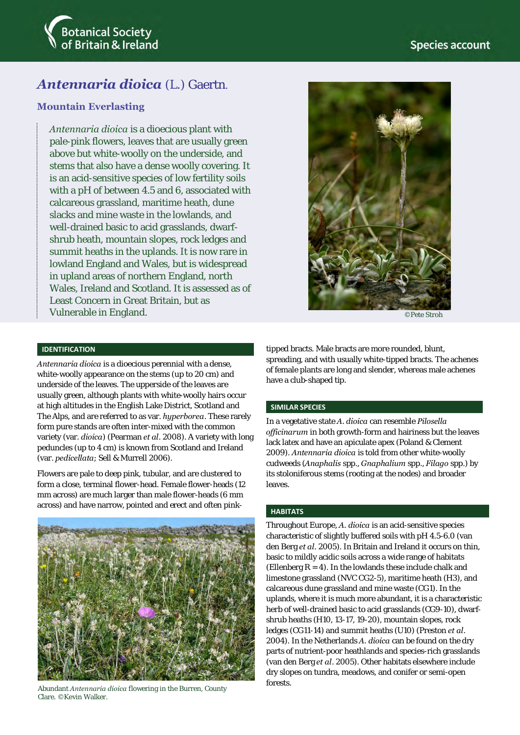# *Antennaria dioica* (L.) Gaertn.

## Mountain Everlasting

*Antennaria dioica* is a dioecious plant with pale-pink flowers, leaves that are usually green above but white-woolly on the underside, and stems that also have a dense woolly covering. It is an acid-sensitive species of low fertility soils with a pH of between 4.5 and 6, associated with calcareous grassland, maritime heath, dune slacks and mine waste in the lowlands, and well-drained basic to acid grasslands, dwarf-shrub heath, mountain slopes, rock ledges and summit heaths in the uplands. It is now rare in lowland England and Wales, but is widespread in upland areas of northern England, north Wales, Ireland and Scotland. It is assessed as of Least Concern in Great Britain, but as Vulnerable in England.

©Pete Stroh

### IDENTIFICATION

*Antennaria dioica* is a dioecious perennial with a dense, white-woolly appearance on the stems (up to 20 cm) and underside of the leaves. The upperside of the leaves are usually green, although plants with white-woolly hairs occur at high altitudes in the English Lake District, Scotland and The Alps, and are referred to as var. *hyperborea*. These rarely form pure stands are often inter-mixed with the common variety (var. *dioica*) (Pearman *et al*. 2008). A variety with long peduncles (up to 4 cm) is known from Scotland and Ireland (var. *pedicellata*; Sell & Murrell 2006).

Flowers are pale to deep pink, tubular, and are clustered to form a close, terminal flower-head. Female flower-heads (12 mm across) are much larger than male flower-heads (6 mm across) and have narrow, pointed and erect and often pink-tipped bracts. Male bracts are more rounded, blunt, spreading, and with usually white-tipped bracts. The achenes of female plants are long and slender, whereas male achenes have a club-shaped tip.

Abundant *Antennaria dioica* flowering in the Burren, County Clare. ©Kevin Walker.

### SIMILAR SPECIES

In a vegetative state *A. dioica* can resemble *Pilosella officinarum* in both growth-form and hairiness but the leaves lack latex and have an apiculate apex (Poland & Clement 2009). *Antennaria dioica* is told from other white-woolly cudweeds (*Anaphalis* spp., *Gnaphalium* spp., *Filago* spp.) by its stoloniferous stems (rooting at the nodes) and broader leaves.

### HABITATS

Throughout Europe, *A. dioica* is an acid-sensitive species characteristic of slightly buffered soils with pH 4.5-6.0 (van den Berg *et al*. 2005). In Britain and Ireland it occurs on thin, basic to mildly acidic soils across a wide range of habitats (Ellenberg R = 4). In the lowlands these include chalk and limestone grassland (NVC CG2-5), maritime heath (H3), and calcareous dune grassland and mine waste (CG1). In the uplands, where it is much more abundant, it is a characteristic herb of well-drained basic to acid grasslands (CG9-10), dwarf-shrub heaths (H10, 13-17, 19-20), mountain slopes, rock ledges (CG11-14) and summit heaths (U10) (Preston *et al*. 2004). In the Netherlands *A. dioica* can be found on the dry parts of nutrient-poor heathlands and species-rich grasslands (van den Berg *et al*. 2005). Other habitats elsewhere include dry slopes on tundra, meadows, and conifer or semi-open forests.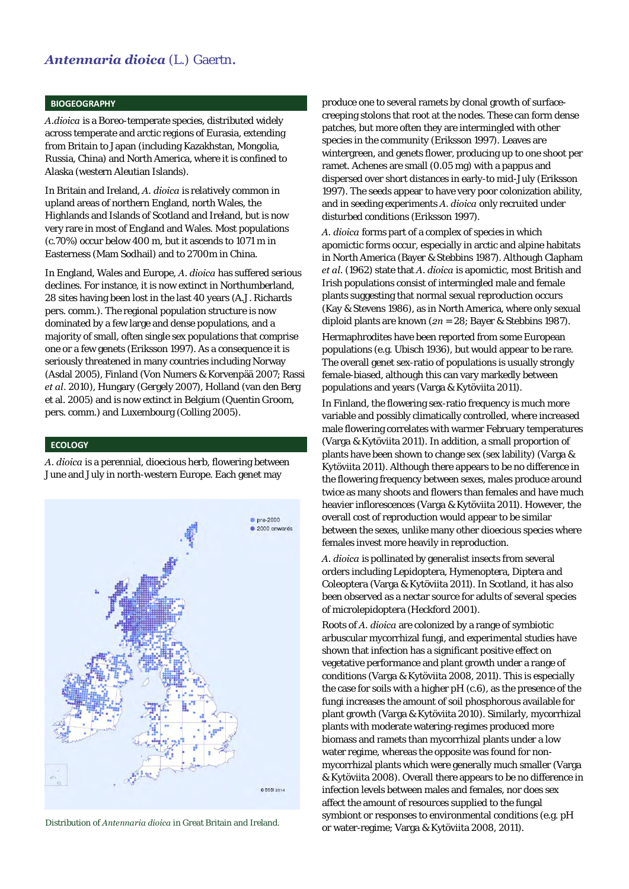# *Antennaria dioica* (L.) Gaertn.

## BIOGEOGRAPHY

*A.dioica* is a Boreo-temperate species, distributed widely across temperate and arctic regions of Eurasia, extending from Britain to Japan (including Kazakhstan, Mongolia, Russia, China) and North America, where it is confined to Alaska (western Aleutian Islands).

In Britain and Ireland, *A. dioica* is relatively common in upland areas of northern England, north Wales, the Highlands and Islands of Scotland and Ireland, but is now very rare in most of England and Wales. Most populations (c.70%) occur below 400 m, but it ascends to 1071 m in Easterness (Mam Sodhail) and to 2700m in China.

In England, Wales and Europe, *A. dioica* has suffered serious declines. For instance, it is now extinct in Northumberland, 28 sites having been lost in the last 40 years (A.J. Richards pers. comm.). The regional population structure is now dominated by a few large and dense populations, and a majority of small, often single sex populations that comprise one or a few genets (Eriksson 1997). As a consequence it is seriously threatened in many countries including Norway (Asdal 2005), Finland (Von Numers & Korvenpää 2007; Rassi *et al*. 2010), Hungary (Gergely 2007), Holland (van den Berg et al. 2005) and is now extinct in Belgium (Quentin Groom, pers. comm.) and Luxembourg (Colling 2005).

## ECOLOGY

*A. dioica* is a perennial, dioecious herb, flowering between June and July in north-western Europe. Each genet may produce one to several ramets by clonal growth of surface-creeping stolons that root at the nodes. These can form dense patches, but more often they are intermingled with other species in the community (Eriksson 1997). Leaves are wintergreen, and genets flower, producing up to one shoot per ramet. Achenes are small (0.05 mg) with a pappus and dispersed over short distances in early-to mid-July (Eriksson 1997). The seeds appear to have very poor colonization ability, and in seeding experiments *A. dioica* only recruited under disturbed conditions (Eriksson 1997).

Distribution of *Antennaria dioica* in Great Britain and Ireland.

*A. dioica* forms part of a complex of species in which apomictic forms occur, especially in arctic and alpine habitats in North America (Bayer & Stebbins 1987). Although Clapham *et al.* (1962) state that *A. dioica* is apomictic, most British and Irish populations consist of intermingled male and female plants suggesting that normal sexual reproduction occurs (Kay & Stevens 1986), as in North America, where only sexual diploid plants are known ($2n$ = 28; Bayer & Stebbins 1987).

Hermaphrodites have been reported from some European populations (e.g. Ubisch 1936), but would appear to be rare. The overall genet sex-ratio of populations is usually strongly female-biased, although this can vary markedly between populations and years (Varga & Kytöviita 2011).

In Finland, the flowering sex-ratio frequency is much more variable and possibly climatically controlled, where increased male flowering correlates with warmer February temperatures (Varga & Kytöviita 2011). In addition, a small proportion of plants have been shown to change sex (sex lability) (Varga & Kytöviita 2011). Although there appears to be no difference in the flowering frequency between sexes, males produce around twice as many shoots and flowers than females and have much heavier inflorescences (Varga & Kytöviita 2011). However, the overall cost of reproduction would appear to be similar between the sexes, unlike many other dioecious species where females invest more heavily in reproduction.

*A. dioica* is pollinated by generalist insects from several orders including Lepidoptera, Hymenoptera, Diptera and Coleoptera (Varga & Kytöviita 2011). In Scotland, it has also been observed as a nectar source for adults of several species of microlepidoptera (Heckford 2001).

Roots of *A. dioica* are colonized by a range of symbiotic arbuscular mycorrhizal fungi, and experimental studies have shown that infection has a significant positive effect on vegetative performance and plant growth under a range of conditions (Varga & Kytöviita 2008, 2011). This is especially the case for soils with a higher pH (c.6), as the presence of the fungi increases the amount of soil phosphorous available for plant growth (Varga & Kytöviita 2010). Similarly, mycorrhizal plants with moderate watering-regimes produced more biomass and ramets than mycorrhizal plants under a low water regime, whereas the opposite was found for non-mycorrhizal plants which were generally much smaller (Varga & Kytöviita 2008). Overall there appears to be no difference in infection levels between males and females, nor does sex affect the amount of resources supplied to the fungal symbiont or responses to environmental conditions (e.g. pH or water-regime; Varga & Kytöviita 2008, 2011).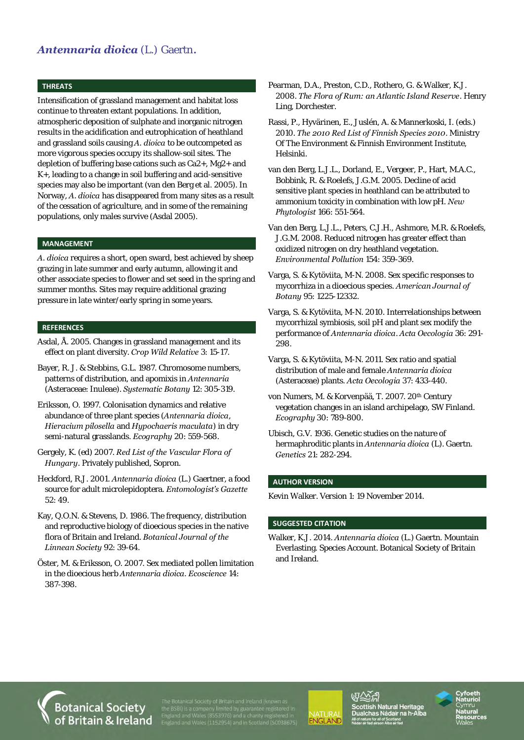# *Antennaria dioica* (L.) Gaertn.

## THREATS

Intensification of grassland management and habitat loss continue to threaten extant populations. In addition, atmospheric deposition of sulphate and inorganic nitrogen results in the acidification and eutrophication of heathland and grassland soils causing *A. dioica* to be outcompeted as more vigorous species occupy its shallow-soil sites. The depletion of buffering base cations such as $Ca2+$, $Mg2+$ and $K+$, leading to a change in soil buffering and acid-sensitive species may also be important (van den Berg et al. 2005). In Norway, *A. dioica* has disappeared from many sites as a result of the cessation of agriculture, and in some of the remaining populations, only males survive (Asdal 2005).

## MANAGEMENT

*A. dioica* requires a short, open sward, best achieved by sheep grazing in late summer and early autumn, allowing it and other associate species to flower and set seed in the spring and summer months. Sites may require additional grazing pressure in late winter/early spring in some years.

## REFERENCES

Asdal, Å. 2005. Changes in grassland management and its effect on plant diversity. *Crop Wild Relative* 3: 15-17.

Bayer, R. J. & Stebbins, G.L. 1987. Chromosome numbers, patterns of distribution, and apomixis in *Antennaria* (Asteraceae: Inuleae). *Systematic Botany* 12: 305-319.

Eriksson, O. 1997. Colonisation dynamics and relative abundance of three plant species (*Antennaria dioica*, *Hieracium pilosella* and *Hypochaeris maculata*) in dry semi-natural grasslands. *Ecography* 20: 559-568.

Gergely, K. (ed) 2007. *Red List of the Vascular Flora of Hungary*. Privately published, Sopron.

Heckford, R.J. 2001. *Antennaria dioica* (L.) Gaertner, a food source for adult microlepidoptera. *Entomologist's Gazette* 52: 49.

Kay, Q.O.N. & Stevens, D. 1986. The frequency, distribution and reproductive biology of dioecious species in the native flora of Britain and Ireland. *Botanical Journal of the Linnean Society* 92: 39-64.

Öster, M. & Eriksson, O. 2007. Sex mediated pollen limitation in the dioecious herb *Antennaria dioica*. *Ecoscience* 14: 387-398.

Pearman, D.A., Preston, C.D., Rothero, G. & Walker, K.J. 2008. *The Flora of Rum: an Atlantic Island Reserve*. Henry Ling, Dorchester.

Rassi, P., Hyvärinen, E., Juslén, A. & Mannerkoski, I. (eds.) 2010. *The 2010 Red List of Finnish Species 2010*. Ministry Of The Environment & Finnish Environment Institute, Helsinki.

van den Berg, L.J.L., Dorland, E., Vergeer, P., Hart, M.A.C., Bobbink, R. & Roelefs, J.G.M. 2005. Decline of acid sensitive plant species in heathland can be attributed to ammonium toxicity in combination with low pH. *New Phytologist* 166: 551-564.

Van den Berg, L.J.L., Peters, C.J.H., Ashmore, M.R. & Roelefs, J.G.M. 2008. Reduced nitrogen has greater effect than oxidized nitrogen on dry heathland vegetation. *Environmental Pollution* 154: 359-369.

Varga, S. & Kytöviita, M-N. 2008. Sex specific responses to mycorrhiza in a dioecious species. *American Journal of Botany* 95: 1225-12332.

Varga, S. & Kytöviita, M-N. 2010. Interrelationships between mycorrhizal symbiosis, soil pH and plant sex modify the performance of *Antennaria dioica*. *Acta Oecologia* 36: 291-298.

Varga, S. & Kytöviita, M-N. 2011. Sex ratio and spatial distribution of male and female *Antennaria dioica* (Asteraceae) plants. *Acta Oecologia* 37: 433-440.

von Numers, M. & Korvenpää, T. 2007. 20th Century vegetation changes in an island archipelago, SW Finland. *Ecography* 30: 789-800.

Ubisch, G.V. 1936. Genetic studies on the nature of hermaphroditic plants in *Antennaria dioica* (L). Gaertn. *Genetics* 21: 282-294.

## AUTHOR VERSION

Kevin Walker. Version 1: 19 November 2014.

## SUGGESTED CITATION

Walker, K.J. 2014. *Antennaria dioica* (L.) Gaertn. Mountain Everlasting. Species Account. Botanical Society of Britain and Ireland.

Botanical Society of Britain & Ireland

The Botanical Society of Britain and Ireland (known as the BSBI) is a company limited by guarantee registered in England and Wales (8553976) and a charity registered in England and Wales (1152954) and in Scotland (SC038675)

NATURAL ENGLAND

Scottish Natural Heritage
Dualchas Nàdair na h-Alba
All of nature for all of Scotland
Nàdar air fad airson Alba air fad

Cyfoeth Naturiol Cymru
Natural Resources Wales